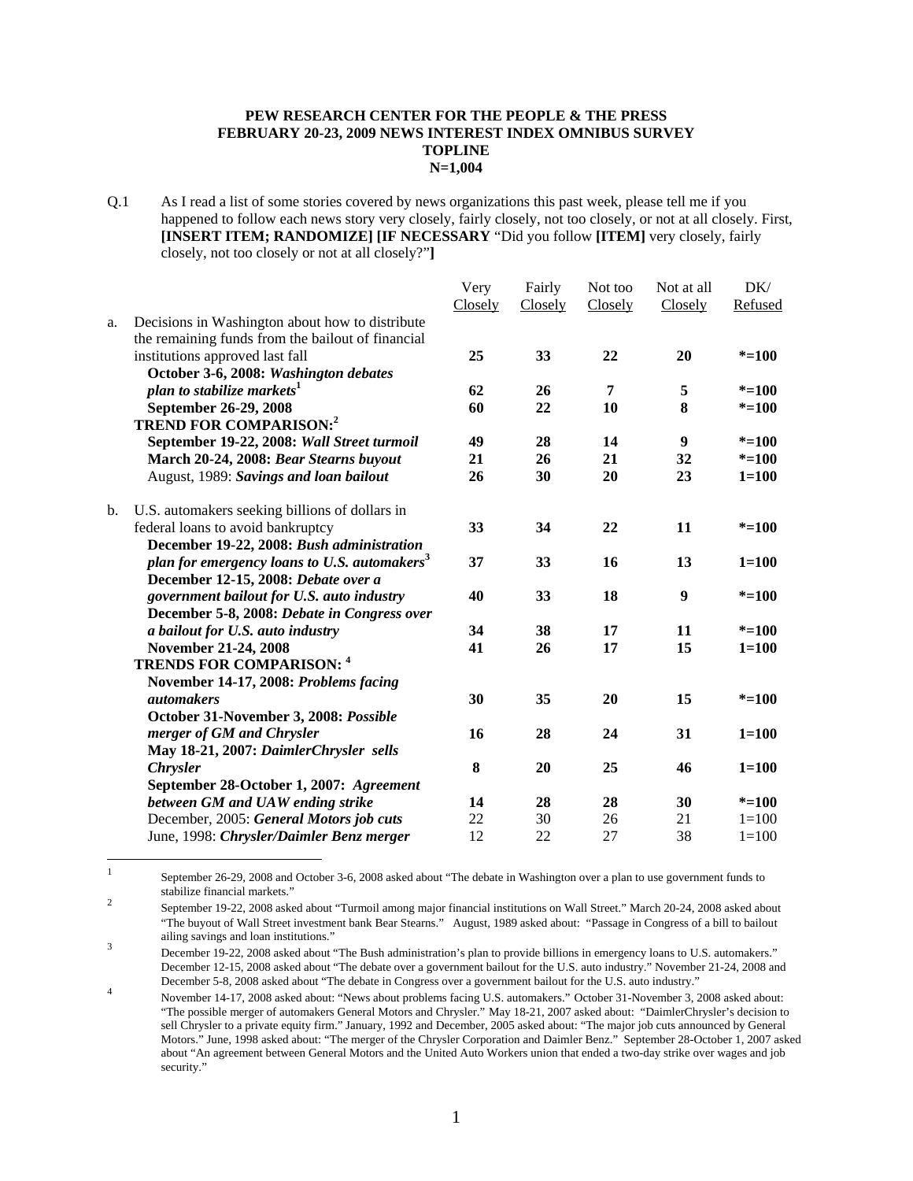**PEW RESEARCH CENTER FOR THE PEOPLE & THE PRESS**
**FEBRUARY 20-23, 2009 NEWS INTEREST INDEX OMNIBUS SURVEY**
**TOPLINE**
**N=1,004**

Q.1 As I read a list of some stories covered by news organizations this past week, please tell me if you happened to follow each news story very closely, fairly closely, not too closely, or not at all closely. First, **[INSERT ITEM; RANDOMIZE] [IF NECESSARY** "Did you follow **[ITEM]** very closely, fairly closely, not too closely or not at all closely?"**]**

| | | Very Closely | Fairly Closely | Not too Closely | Not at all Closely | DK/ Refused |
|---|---|---|---|---|---|---|
| a. | Decisions in Washington about how to distribute the remaining funds from the bailout of financial institutions approved last fall | **25** | **33** | **22** | **20** | **\*=100** |
| | **October 3-6, 2008: *Washington debates plan to stabilize markets*[1]** | **62** | **26** | **7** | **5** | **\*=100** |
| | **September 26-29, 2008** | **60** | **22** | **10** | **8** | **\*=100** |
| | **TREND FOR COMPARISON:[2]** | | | | | |
| | **September 19-22, 2008: *Wall Street turmoil*** | **49** | **28** | **14** | **9** | **\*=100** |
| | **March 20-24, 2008: *Bear Stearns buyout*** | **21** | **26** | **21** | **32** | **\*=100** |
| | August, 1989: ***Savings and loan bailout*** | **26** | **30** | **20** | **23** | **1=100** |
| b. | U.S. automakers seeking billions of dollars in federal loans to avoid bankruptcy | **33** | **34** | **22** | **11** | **\*=100** |
| | **December 19-22, 2008: *Bush administration plan for emergency loans to U.S. automakers*[3]** | **37** | **33** | **16** | **13** | **1=100** |
| | **December 12-15, 2008: *Debate over a government bailout for U.S. auto industry*** | **40** | **33** | **18** | **9** | **\*=100** |
| | **December 5-8, 2008: *Debate in Congress over a bailout for U.S. auto industry*** | **34** | **38** | **17** | **11** | **\*=100** |
| | **November 21-24, 2008** | **41** | **26** | **17** | **15** | **1=100** |
| | **TRENDS FOR COMPARISON:[4]** | | | | | |
| | **November 14-17, 2008: *Problems facing automakers*** | **30** | **35** | **20** | **15** | **\*=100** |
| | **October 31-November 3, 2008: *Possible merger of GM and Chrysler*** | **16** | **28** | **24** | **31** | **1=100** |
| | **May 18-21, 2007: *DaimlerChrysler sells Chrysler*** | **8** | **20** | **25** | **46** | **1=100** |
| | **September 28-October 1, 2007: *Agreement between GM and UAW ending strike*** | **14** | **28** | **28** | **30** | **\*=100** |
| | December, 2005: ***General Motors job cuts*** | 22 | 30 | 26 | 21 | 1=100 |
| | June, 1998: ***Chrysler/Daimler Benz merger*** | 12 | 22 | 27 | 38 | 1=100 |

[1] September 26-29, 2008 and October 3-6, 2008 asked about "The debate in Washington over a plan to use government funds to stabilize financial markets."

[2] September 19-22, 2008 asked about "Turmoil among major financial institutions on Wall Street." March 20-24, 2008 asked about "The buyout of Wall Street investment bank Bear Stearns." August, 1989 asked about: "Passage in Congress of a bill to bailout ailing savings and loan institutions."

[3] December 19-22, 2008 asked about "The Bush administration's plan to provide billions in emergency loans to U.S. automakers." December 12-15, 2008 asked about "The debate over a government bailout for the U.S. auto industry." November 21-24, 2008 and December 5-8, 2008 asked about "The debate in Congress over a government bailout for the U.S. auto industry."

[4] November 14-17, 2008 asked about: "News about problems facing U.S. automakers." October 31-November 3, 2008 asked about: "The possible merger of automakers General Motors and Chrysler." May 18-21, 2007 asked about: "DaimlerChrysler's decision to sell Chrysler to a private equity firm." January, 1992 and December, 2005 asked about: "The major job cuts announced by General Motors." June, 1998 asked about: "The merger of the Chrysler Corporation and Daimler Benz." September 28-October 1, 2007 asked about "An agreement between General Motors and the United Auto Workers union that ended a two-day strike over wages and job security."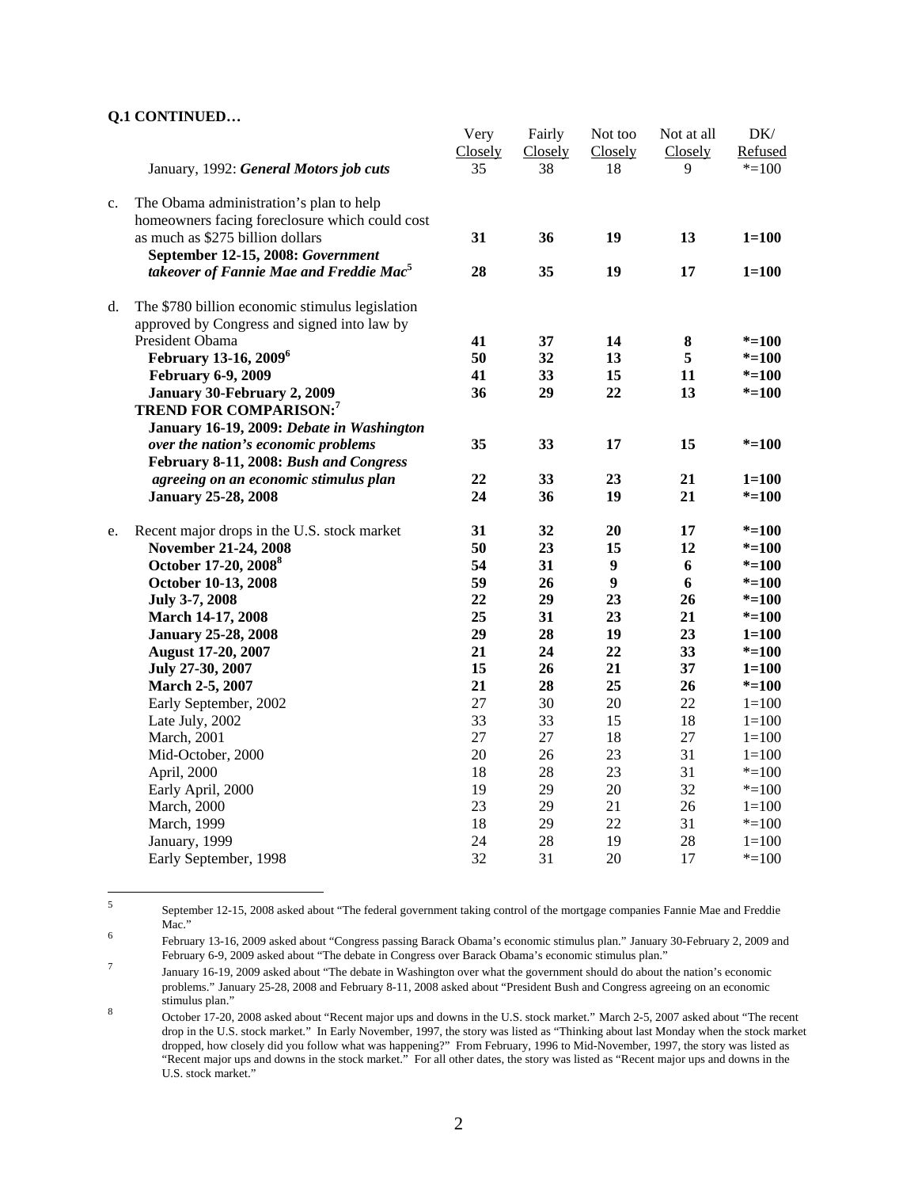**Q.1 CONTINUED…**

| | | Very Closely | Fairly Closely | Not too Closely | Not at all Closely | DK/ Refused |
|---|---|---|---|---|---|---|
| | January, 1992: ***General Motors job cuts*** | 35 | 38 | 18 | 9 | *=100 |
| c. | The Obama administration's plan to help homeowners facing foreclosure which could cost as much as $275 billion dollars | **31** | **36** | **19** | **13** | **1=100** |
| | **September 12-15, 2008: *Government takeover of Fannie Mae and Freddie Mac*[5]** | **28** | **35** | **19** | **17** | **1=100** |
| d. | The $780 billion economic stimulus legislation approved by Congress and signed into law by President Obama | **41** | **37** | **14** | **8** | ***=100** |
| | **February 13-16, 2009[6]** | **50** | **32** | **13** | **5** | ***=100** |
| | **February 6-9, 2009** | **41** | **33** | **15** | **11** | ***=100** |
| | **January 30-February 2, 2009** | **36** | **29** | **22** | **13** | ***=100** |
| | **TREND FOR COMPARISON:[7]** | | | | | |
| | **January 16-19, 2009: *Debate in Washington over the nation's economic problems*** | **35** | **33** | **17** | **15** | ***=100** |
| | **February 8-11, 2008: *Bush and Congress agreeing on an economic stimulus plan*** | **22** | **33** | **23** | **21** | **1=100** |
| | **January 25-28, 2008** | **24** | **36** | **19** | **21** | ***=100** |
| e. | Recent major drops in the U.S. stock market | **31** | **32** | **20** | **17** | ***=100** |
| | **November 21-24, 2008** | **50** | **23** | **15** | **12** | ***=100** |
| | **October 17-20, 2008[8]** | **54** | **31** | **9** | **6** | ***=100** |
| | **October 10-13, 2008** | **59** | **26** | **9** | **6** | ***=100** |
| | **July 3-7, 2008** | **22** | **29** | **23** | **26** | ***=100** |
| | **March 14-17, 2008** | **25** | **31** | **23** | **21** | ***=100** |
| | **January 25-28, 2008** | **29** | **28** | **19** | **23** | **1=100** |
| | **August 17-20, 2007** | **21** | **24** | **22** | **33** | ***=100** |
| | **July 27-30, 2007** | **15** | **26** | **21** | **37** | **1=100** |
| | **March 2-5, 2007** | **21** | **28** | **25** | **26** | ***=100** |
| | Early September, 2002 | 27 | 30 | 20 | 22 | 1=100 |
| | Late July, 2002 | 33 | 33 | 15 | 18 | 1=100 |
| | March, 2001 | 27 | 27 | 18 | 27 | 1=100 |
| | Mid-October, 2000 | 20 | 26 | 23 | 31 | 1=100 |
| | April, 2000 | 18 | 28 | 23 | 31 | *=100 |
| | Early April, 2000 | 19 | 29 | 20 | 32 | *=100 |
| | March, 2000 | 23 | 29 | 21 | 26 | 1=100 |
| | March, 1999 | 18 | 29 | 22 | 31 | *=100 |
| | January, 1999 | 24 | 28 | 19 | 28 | 1=100 |
| | Early September, 1998 | 32 | 31 | 20 | 17 | *=100 |

[5] September 12-15, 2008 asked about "The federal government taking control of the mortgage companies Fannie Mae and Freddie Mac."

[6] February 13-16, 2009 asked about "Congress passing Barack Obama's economic stimulus plan." January 30-February 2, 2009 and February 6-9, 2009 asked about "The debate in Congress over Barack Obama's economic stimulus plan."

[7] January 16-19, 2009 asked about "The debate in Washington over what the government should do about the nation's economic problems." January 25-28, 2008 and February 8-11, 2008 asked about "President Bush and Congress agreeing on an economic stimulus plan."

[8] October 17-20, 2008 asked about "Recent major ups and downs in the U.S. stock market." March 2-5, 2007 asked about "The recent drop in the U.S. stock market." In Early November, 1997, the story was listed as "Thinking about last Monday when the stock market dropped, how closely did you follow what was happening?" From February, 1996 to Mid-November, 1997, the story was listed as "Recent major ups and downs in the stock market." For all other dates, the story was listed as "Recent major ups and downs in the U.S. stock market."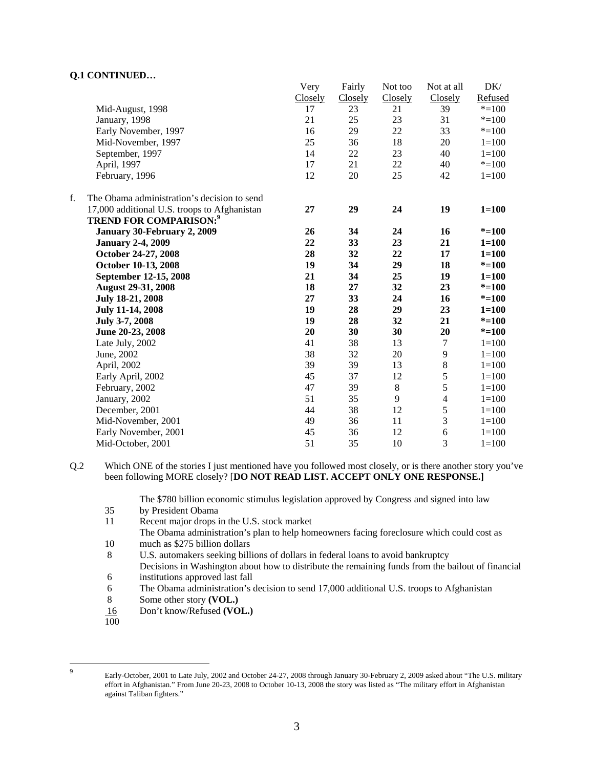**Q.1 CONTINUED…**

| | Very Closely | Fairly Closely | Not too Closely | Not at all Closely | DK/ Refused |
|---|---|---|---|---|---|
| Mid-August, 1998 | 17 | 23 | 21 | 39 | *=100 |
| January, 1998 | 21 | 25 | 23 | 31 | *=100 |
| Early November, 1997 | 16 | 29 | 22 | 33 | *=100 |
| Mid-November, 1997 | 25 | 36 | 18 | 20 | 1=100 |
| September, 1997 | 14 | 22 | 23 | 40 | 1=100 |
| April, 1997 | 17 | 21 | 22 | 40 | *=100 |
| February, 1996 | 12 | 20 | 25 | 42 | 1=100 |
| f. The Obama administration's decision to send 17,000 additional U.S. troops to Afghanistan | **27** | **29** | **24** | **19** | **1=100** |
| **TREND FOR COMPARISON:**[9] | | | | | |
| **January 30-February 2, 2009** | **26** | **34** | **24** | **16** | ***=100** |
| **January 2-4, 2009** | **22** | **33** | **23** | **21** | **1=100** |
| **October 24-27, 2008** | **28** | **32** | **22** | **17** | **1=100** |
| **October 10-13, 2008** | **19** | **34** | **29** | **18** | ***=100** |
| **September 12-15, 2008** | **21** | **34** | **25** | **19** | **1=100** |
| **August 29-31, 2008** | **18** | **27** | **32** | **23** | ***=100** |
| **July 18-21, 2008** | **27** | **33** | **24** | **16** | ***=100** |
| **July 11-14, 2008** | **19** | **28** | **29** | **23** | **1=100** |
| **July 3-7, 2008** | **19** | **28** | **32** | **21** | ***=100** |
| **June 20-23, 2008** | **20** | **30** | **30** | **20** | ***=100** |
| Late July, 2002 | 41 | 38 | 13 | 7 | 1=100 |
| June, 2002 | 38 | 32 | 20 | 9 | 1=100 |
| April, 2002 | 39 | 39 | 13 | 8 | 1=100 |
| Early April, 2002 | 45 | 37 | 12 | 5 | 1=100 |
| February, 2002 | 47 | 39 | 8 | 5 | 1=100 |
| January, 2002 | 51 | 35 | 9 | 4 | 1=100 |
| December, 2001 | 44 | 38 | 12 | 5 | 1=100 |
| Mid-November, 2001 | 49 | 36 | 11 | 3 | 1=100 |
| Early November, 2001 | 45 | 36 | 12 | 6 | 1=100 |
| Mid-October, 2001 | 51 | 35 | 10 | 3 | 1=100 |

Q.2 Which ONE of the stories I just mentioned have you followed most closely, or is there another story you've been following MORE closely? [**DO NOT READ LIST. ACCEPT ONLY ONE RESPONSE.]**

| | |
|---|---|
| 35 | The $780 billion economic stimulus legislation approved by Congress and signed into law by President Obama |
| 11 | Recent major drops in the U.S. stock market |
| 10 | The Obama administration's plan to help homeowners facing foreclosure which could cost as much as $275 billion dollars |
| 8 | U.S. automakers seeking billions of dollars in federal loans to avoid bankruptcy |
| 6 | Decisions in Washington about how to distribute the remaining funds from the bailout of financial institutions approved last fall |
| 6 | The Obama administration's decision to send 17,000 additional U.S. troops to Afghanistan |
| 8 | Some other story **(VOL.)** |
| 16 | Don't know/Refused **(VOL.)** |
| 100 | |

---

[9] Early-October, 2001 to Late July, 2002 and October 24-27, 2008 through January 30-February 2, 2009 asked about "The U.S. military effort in Afghanistan." From June 20-23, 2008 to October 10-13, 2008 the story was listed as "The military effort in Afghanistan against Taliban fighters."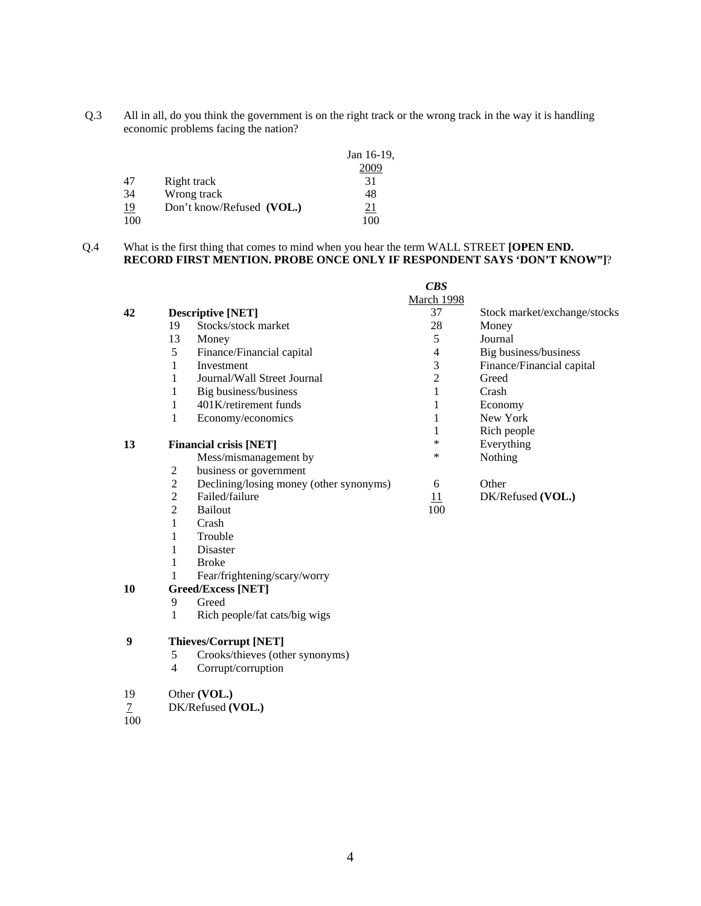Q.3 All in all, do you think the government is on the right track or the wrong track in the way it is handling economic problems facing the nation?

| | | Jan 16-19, 2009 |
|---|---|---|
| 47 | Right track | 31 |
| 34 | Wrong track | 48 |
| 19 | Don't know/Refused **(VOL.)** | 21 |
| 100 | | 100 |

Q.4 What is the first thing that comes to mind when you hear the term WALL STREET **[OPEN END. RECORD FIRST MENTION. PROBE ONCE ONLY IF RESPONDENT SAYS 'DON'T KNOW"]**?

| | | |
|---|---|---|
| **42** | | **Descriptive [NET]** |
| | 19 | Stocks/stock market |
| | 13 | Money |
| | 5 | Finance/Financial capital |
| | 1 | Investment |
| | 1 | Journal/Wall Street Journal |
| | 1 | Big business/business |
| | 1 | 401K/retirement funds |
| | 1 | Economy/economics |
| **13** | | **Financial crisis [NET]** |
| | 2 | Mess/mismanagement by business or government |
| | 2 | Declining/losing money (other synonyms) |
| | 2 | Failed/failure |
| | 2 | Bailout |
| | 1 | Crash |
| | 1 | Trouble |
| | 1 | Disaster |
| | 1 | Broke |
| | 1 | Fear/frightening/scary/worry |
| **10** | | **Greed/Excess [NET]** |
| | 9 | Greed |
| | 1 | Rich people/fat cats/big wigs |
| **9** | | **Thieves/Corrupt [NET]** |
| | 5 | Crooks/thieves (other synonyms) |
| | 4 | Corrupt/corruption |
| 19 | | Other **(VOL.)** |
| 7 | | DK/Refused **(VOL.)** |
| 100 | | |

| ***CBS*** March 1998 | |
|---|---|
| 37 | Stock market/exchange/stocks |
| 28 | Money |
| 5 | Journal |
| 4 | Big business/business |
| 3 | Finance/Financial capital |
| 2 | Greed |
| 1 | Crash |
| 1 | Economy |
| 1 | New York |
| 1 | Rich people |
| * | Everything |
| * | Nothing |
| 6 | Other |
| 11 | DK/Refused **(VOL.)** |
| 100 | |